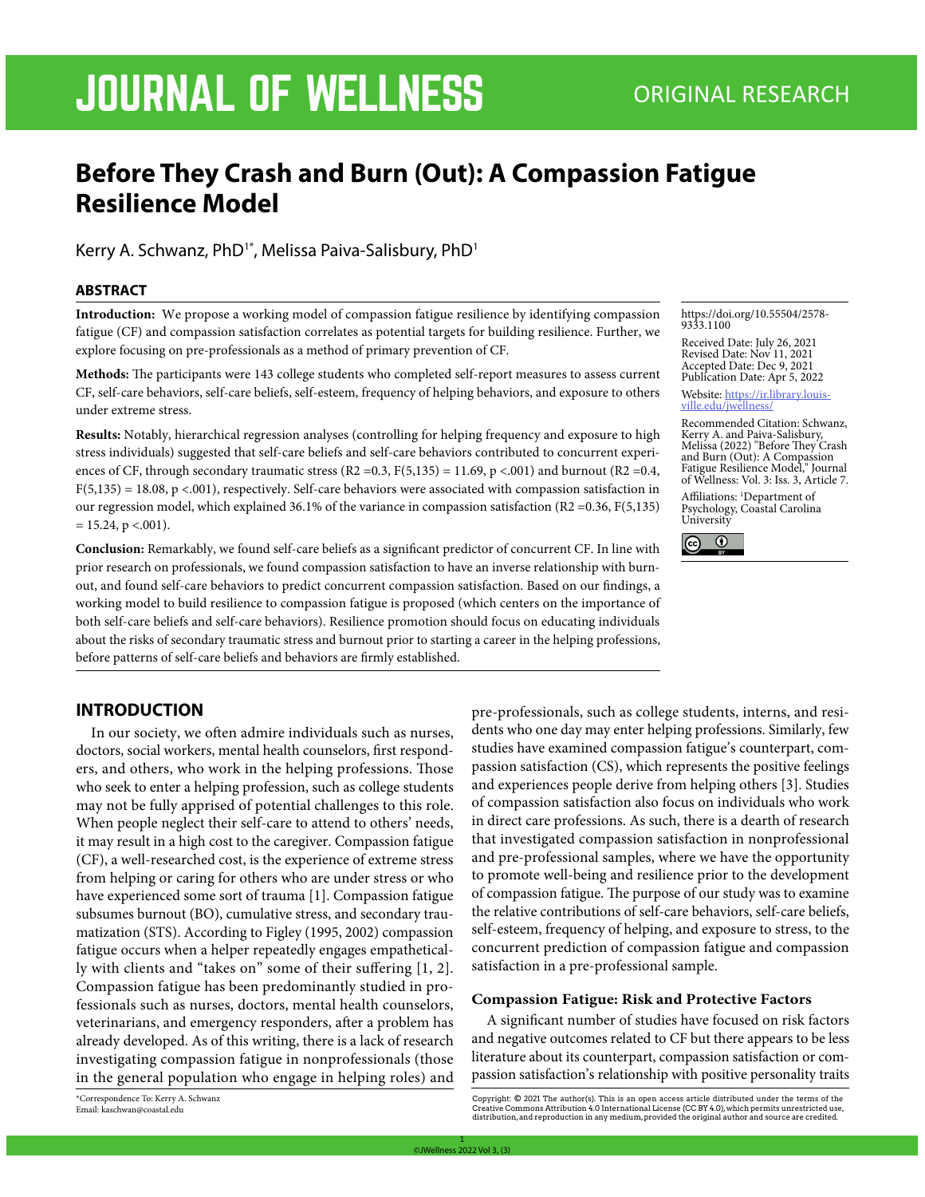# Before They Crash and Burn (Out): A Compassion Fatigue Resilience Model

Kerry A. Schwanz, PhD[1*], Melissa Paiva-Salisbury, PhD[1]

## ABSTRACT

**Introduction:** We propose a working model of compassion fatigue resilience by identifying compassion fatigue (CF) and compassion satisfaction correlates as potential targets for building resilience. Further, we explore focusing on pre-professionals as a method of primary prevention of CF.

**Methods:** The participants were 143 college students who completed self-report measures to assess current CF, self-care behaviors, self-care beliefs, self-esteem, frequency of helping behaviors, and exposure to others under extreme stress.

**Results:** Notably, hierarchical regression analyses (controlling for helping frequency and exposure to high stress individuals) suggested that self-care beliefs and self-care behaviors contributed to concurrent experiences of CF, through secondary traumatic stress ($R2 = 0.3$, $F(5,135) = 11.69$, $p < .001$) and burnout ($R2 = 0.4$, $F(5,135) = 18.08$, $p < .001$), respectively. Self-care behaviors were associated with compassion satisfaction in our regression model, which explained 36.1% of the variance in compassion satisfaction ($R2 = 0.36$, $F(5,135) = 15.24$, $p < .001$).

**Conclusion:** Remarkably, we found self-care beliefs as a significant predictor of concurrent CF. In line with prior research on professionals, we found compassion satisfaction to have an inverse relationship with burnout, and found self-care behaviors to predict concurrent compassion satisfaction. Based on our findings, a working model to build resilience to compassion fatigue is proposed (which centers on the importance of both self-care beliefs and self-care behaviors). Resilience promotion should focus on educating individuals about the risks of secondary traumatic stress and burnout prior to starting a career in the helping professions, before patterns of self-care beliefs and behaviors are firmly established.

https://doi.org/10.55504/2578-9333.1100

Received Date: July 26, 2021
Revised Date: Nov 11, 2021
Accepted Date: Dec 9, 2021
Publication Date: Apr 5, 2022

Website: https://ir.library.louisville.edu/jwellness/

Recommended Citation: Schwanz, Kerry A. and Paiva-Salisbury, Melissa (2022) "Before They Crash and Burn (Out): A Compassion Fatigue Resilience Model," Journal of Wellness: Vol. 3: Iss. 3, Article 7.

Affiliations: [1]Department of Psychology, Coastal Carolina University

## INTRODUCTION

In our society, we often admire individuals such as nurses, doctors, social workers, mental health counselors, first responders, and others, who work in the helping professions. Those who seek to enter a helping profession, such as college students may not be fully apprised of potential challenges to this role. When people neglect their self-care to attend to others' needs, it may result in a high cost to the caregiver. Compassion fatigue (CF), a well-researched cost, is the experience of extreme stress from helping or caring for others who are under stress or who have experienced some sort of trauma [1]. Compassion fatigue subsumes burnout (BO), cumulative stress, and secondary traumatization (STS). According to Figley (1995, 2002) compassion fatigue occurs when a helper repeatedly engages empathetically with clients and "takes on" some of their suffering [1, 2]. Compassion fatigue has been predominantly studied in professionals such as nurses, doctors, mental health counselors, veterinarians, and emergency responders, after a problem has already developed. As of this writing, there is a lack of research investigating compassion fatigue in nonprofessionals (those in the general population who engage in helping roles) and pre-professionals, such as college students, interns, and residents who one day may enter helping professions. Similarly, few studies have examined compassion fatigue's counterpart, compassion satisfaction (CS), which represents the positive feelings and experiences people derive from helping others [3]. Studies of compassion satisfaction also focus on individuals who work in direct care professions. As such, there is a dearth of research that investigated compassion satisfaction in nonprofessional and pre-professional samples, where we have the opportunity to promote well-being and resilience prior to the development of compassion fatigue. The purpose of our study was to examine the relative contributions of self-care behaviors, self-care beliefs, self-esteem, frequency of helping, and exposure to stress, to the concurrent prediction of compassion fatigue and compassion satisfaction in a pre-professional sample.

### Compassion Fatigue: Risk and Protective Factors

A significant number of studies have focused on risk factors and negative outcomes related to CF but there appears to be less literature about its counterpart, compassion satisfaction or compassion satisfaction's relationship with positive personality traits

*Correspondence To: Kerry A. Schwanz
Email: kaschwan@coastal.edu

Copyright: © 2021 The author(s). This is an open access article distributed under the terms of the Creative Commons Attribution 4.0 International License (CC BY 4.0), which permits unrestricted use, distribution, and reproduction in any medium, provided the original author and source are credited.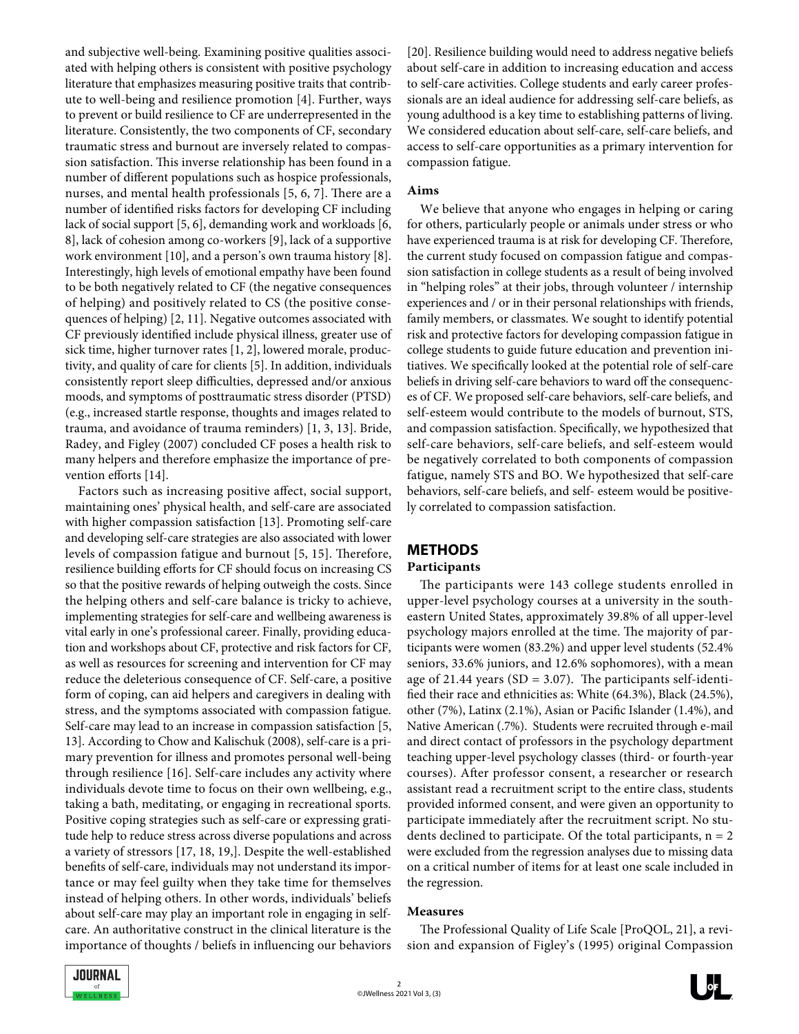and subjective well-being. Examining positive qualities associated with helping others is consistent with positive psychology literature that emphasizes measuring positive traits that contribute to well-being and resilience promotion [4]. Further, ways to prevent or build resilience to CF are underrepresented in the literature. Consistently, the two components of CF, secondary traumatic stress and burnout are inversely related to compassion satisfaction. This inverse relationship has been found in a number of different populations such as hospice professionals, nurses, and mental health professionals [5, 6, 7]. There are a number of identified risks factors for developing CF including lack of social support [5, 6], demanding work and workloads [6, 8], lack of cohesion among co-workers [9], lack of a supportive work environment [10], and a person's own trauma history [8]. Interestingly, high levels of emotional empathy have been found to be both negatively related to CF (the negative consequences of helping) and positively related to CS (the positive consequences of helping) [2, 11]. Negative outcomes associated with CF previously identified include physical illness, greater use of sick time, higher turnover rates [1, 2], lowered morale, productivity, and quality of care for clients [5]. In addition, individuals consistently report sleep difficulties, depressed and/or anxious moods, and symptoms of posttraumatic stress disorder (PTSD) (e.g., increased startle response, thoughts and images related to trauma, and avoidance of trauma reminders) [1, 3, 13]. Bride, Radey, and Figley (2007) concluded CF poses a health risk to many helpers and therefore emphasize the importance of prevention efforts [14].

Factors such as increasing positive affect, social support, maintaining ones' physical health, and self-care are associated with higher compassion satisfaction [13]. Promoting self-care and developing self-care strategies are also associated with lower levels of compassion fatigue and burnout [5, 15]. Therefore, resilience building efforts for CF should focus on increasing CS so that the positive rewards of helping outweigh the costs. Since the helping others and self-care balance is tricky to achieve, implementing strategies for self-care and wellbeing awareness is vital early in one's professional career. Finally, providing education and workshops about CF, protective and risk factors for CF, as well as resources for screening and intervention for CF may reduce the deleterious consequence of CF. Self-care, a positive form of coping, can aid helpers and caregivers in dealing with stress, and the symptoms associated with compassion fatigue. Self-care may lead to an increase in compassion satisfaction [5, 13]. According to Chow and Kalischuk (2008), self-care is a primary prevention for illness and promotes personal well-being through resilience [16]. Self-care includes any activity where individuals devote time to focus on their own wellbeing, e.g., taking a bath, meditating, or engaging in recreational sports. Positive coping strategies such as self-care or expressing gratitude help to reduce stress across diverse populations and across a variety of stressors [17, 18, 19,]. Despite the well-established benefits of self-care, individuals may not understand its importance or may feel guilty when they take time for themselves instead of helping others. In other words, individuals' beliefs about self-care may play an important role in engaging in self-care. An authoritative construct in the clinical literature is the importance of thoughts / beliefs in influencing our behaviors [20]. Resilience building would need to address negative beliefs about self-care in addition to increasing education and access to self-care activities. College students and early career professionals are an ideal audience for addressing self-care beliefs, as young adulthood is a key time to establishing patterns of living. We considered education about self-care, self-care beliefs, and access to self-care opportunities as a primary intervention for compassion fatigue.

### Aims

We believe that anyone who engages in helping or caring for others, particularly people or animals under stress or who have experienced trauma is at risk for developing CF. Therefore, the current study focused on compassion fatigue and compassion satisfaction in college students as a result of being involved in "helping roles" at their jobs, through volunteer / internship experiences and / or in their personal relationships with friends, family members, or classmates. We sought to identify potential risk and protective factors for developing compassion fatigue in college students to guide future education and prevention initiatives. We specifically looked at the potential role of self-care beliefs in driving self-care behaviors to ward off the consequences of CF. We proposed self-care behaviors, self-care beliefs, and self-esteem would contribute to the models of burnout, STS, and compassion satisfaction. Specifically, we hypothesized that self-care behaviors, self-care beliefs, and self-esteem would be negatively correlated to both components of compassion fatigue, namely STS and BO. We hypothesized that self-care behaviors, self-care beliefs, and self- esteem would be positively correlated to compassion satisfaction.

## METHODS

### Participants

The participants were 143 college students enrolled in upper-level psychology courses at a university in the southeastern United States, approximately 39.8% of all upper-level psychology majors enrolled at the time. The majority of participants were women (83.2%) and upper level students (52.4% seniors, 33.6% juniors, and 12.6% sophomores), with a mean age of 21.44 years (SD = 3.07). The participants self-identified their race and ethnicities as: White (64.3%), Black (24.5%), other (7%), Latinx (2.1%), Asian or Pacific Islander (1.4%), and Native American (.7%). Students were recruited through e-mail and direct contact of professors in the psychology department teaching upper-level psychology classes (third- or fourth-year courses). After professor consent, a researcher or research assistant read a recruitment script to the entire class, students provided informed consent, and were given an opportunity to participate immediately after the recruitment script. No students declined to participate. Of the total participants, $n = 2$ were excluded from the regression analyses due to missing data on a critical number of items for at least one scale included in the regression.

### Measures

The Professional Quality of Life Scale [ProQOL, 21], a revision and expansion of Figley's (1995) original Compassion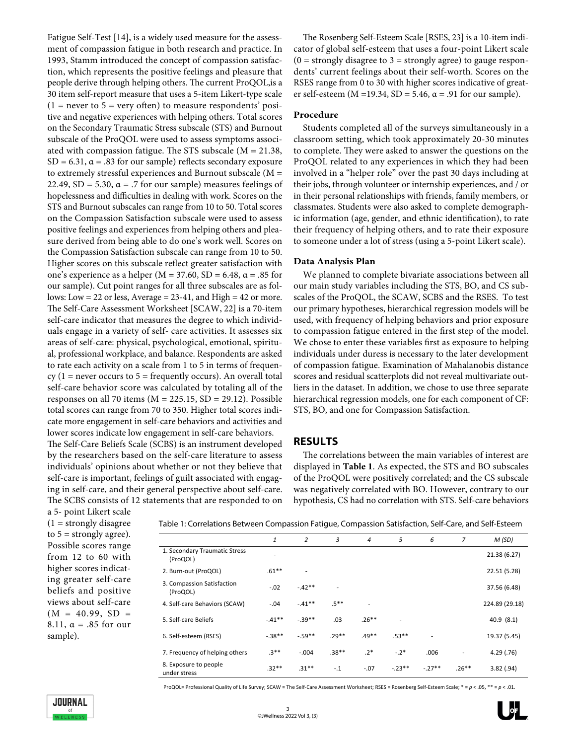Fatigue Self-Test [14], is a widely used measure for the assessment of compassion fatigue in both research and practice. In 1993, Stamm introduced the concept of compassion satisfaction, which represents the positive feelings and pleasure that people derive through helping others. The current ProQOL,is a 30 item self-report measure that uses a 5-item Likert-type scale (1 = never to 5 = very often) to measure respondents' positive and negative experiences with helping others. Total scores on the Secondary Traumatic Stress subscale (STS) and Burnout subscale of the ProQOL were used to assess symptoms associated with compassion fatigue. The STS subscale (M = 21.38, SD = 6.31, α = .83 for our sample) reflects secondary exposure to extremely stressful experiences and Burnout subscale (M = 22.49, SD = 5.30, α = .7 for our sample) measures feelings of hopelessness and difficulties in dealing with work. Scores on the STS and Burnout subscales can range from 10 to 50. Total scores on the Compassion Satisfaction subscale were used to assess positive feelings and experiences from helping others and pleasure derived from being able to do one's work well. Scores on the Compassion Satisfaction subscale can range from 10 to 50. Higher scores on this subscale reflect greater satisfaction with one's experience as a helper (M = 37.60, SD = 6.48, α = .85 for our sample). Cut point ranges for all three subscales are as follows: Low = 22 or less, Average = 23-41, and High = 42 or more. The Self-Care Assessment Worksheet [SCAW, 22] is a 70-item self-care indicator that measures the degree to which individuals engage in a variety of self- care activities. It assesses six areas of self-care: physical, psychological, emotional, spiritual, professional workplace, and balance. Respondents are asked to rate each activity on a scale from 1 to 5 in terms of frequency (1 = never occurs to 5 = frequently occurs). An overall total self-care behavior score was calculated by totaling all of the responses on all 70 items (M = 225.15, SD = 29.12). Possible total scores can range from 70 to 350. Higher total scores indicate more engagement in self-care behaviors and activities and lower scores indicate low engagement in self-care behaviors.

The Self-Care Beliefs Scale (SCBS) is an instrument developed by the researchers based on the self-care literature to assess individuals' opinions about whether or not they believe that self-care is important, feelings of guilt associated with engaging in self-care, and their general perspective about self-care. The SCBS consists of 12 statements that are responded to on a 5- point Likert scale (1 = strongly disagree to 5 = strongly agree). Possible scores range from 12 to 60 with higher scores indicating greater self-care beliefs and positive views about self-care (M = 40.99, SD = 8.11, α = .85 for our sample).

The Rosenberg Self-Esteem Scale [RSES, 23] is a 10-item indicator of global self-esteem that uses a four-point Likert scale (0 = strongly disagree to 3 = strongly agree) to gauge respondents' current feelings about their self-worth. Scores on the RSES range from 0 to 30 with higher scores indicative of greater self-esteem (M =19.34, SD = 5.46, α = .91 for our sample).

### Procedure

Students completed all of the surveys simultaneously in a classroom setting, which took approximately 20-30 minutes to complete. They were asked to answer the questions on the ProQOL related to any experiences in which they had been involved in a "helper role" over the past 30 days including at their jobs, through volunteer or internship experiences, and / or in their personal relationships with friends, family members, or classmates. Students were also asked to complete demographic information (age, gender, and ethnic identification), to rate their frequency of helping others, and to rate their exposure to someone under a lot of stress (using a 5-point Likert scale).

### Data Analysis Plan

We planned to complete bivariate associations between all our main study variables including the STS, BO, and CS subscales of the ProQOL, the SCAW, SCBS and the RSES. To test our primary hypotheses, hierarchical regression models will be used, with frequency of helping behaviors and prior exposure to compassion fatigue entered in the first step of the model. We chose to enter these variables first as exposure to helping individuals under duress is necessary to the later development of compassion fatigue. Examination of Mahalanobis distance scores and residual scatterplots did not reveal multivariate outliers in the dataset. In addition, we chose to use three separate hierarchical regression models, one for each component of CF: STS, BO, and one for Compassion Satisfaction.

## RESULTS

The correlations between the main variables of interest are displayed in **Table 1**. As expected, the STS and BO subscales of the ProQOL were positively correlated; and the CS subscale was negatively correlated with BO. However, contrary to our hypothesis, CS had no correlation with STS. Self-care behaviors

Table 1: Correlations Between Compassion Fatigue, Compassion Satisfaction, Self-Care, and Self-Esteem

| | *1* | *2* | *3* | *4* | *5* | *6* | *7* | *M (SD)* |
|---|---|---|---|---|---|---|---|---|
| 1. Secondary Traumatic Stress (ProQOL) | - | | | | | | | 21.38 (6.27) |
| 2. Burn-out (ProQOL) | .61** | - | | | | | | 22.51 (5.28) |
| 3. Compassion Satisfaction (ProQOL) | -.02 | -.42** | - | | | | | 37.56 (6.48) |
| 4. Self-care Behaviors (SCAW) | -.04 | -.41** | .5** | - | | | | 224.89 (29.18) |
| 5. Self-care Beliefs | -.41** | -.39** | .03 | .26** | - | | | 40.9 (8.1) |
| 6. Self-esteem (RSES) | -.38** | -.59** | .29** | .49** | .53** | - | | 19.37 (5.45) |
| 7. Frequency of helping others | .3** | -.004 | .38** | .2* | -.2* | .006 | - | 4.29 (.76) |
| 8. Exposure to people under stress | .32** | .31** | -.1 | -.07 | -.23** | -.27** | .26** | 3.82 (.94) |

ProQOL= Professional Quality of Life Survey; SCAW = The Self-Care Assessment Worksheet; RSES = Rosenberg Self-Esteem Scale; * = $p < .05$, ** = $p < .01$.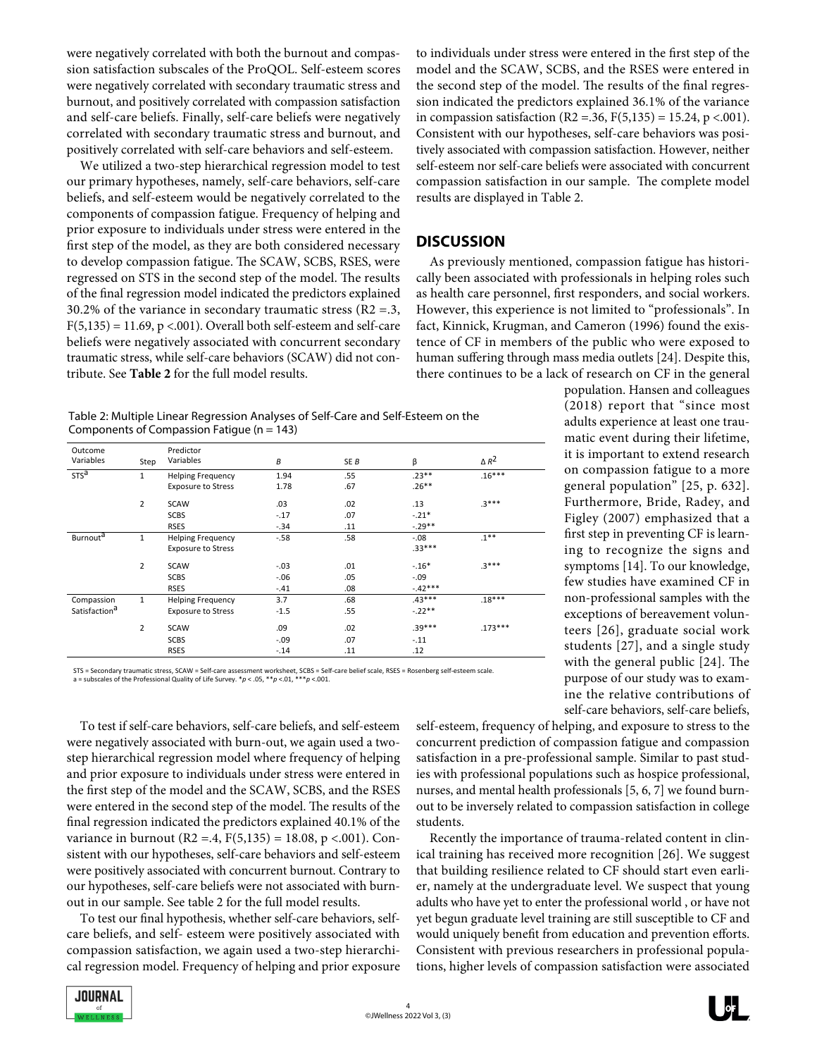were negatively correlated with both the burnout and compassion satisfaction subscales of the ProQOL. Self-esteem scores were negatively correlated with secondary traumatic stress and burnout, and positively correlated with compassion satisfaction and self-care beliefs. Finally, self-care beliefs were negatively correlated with secondary traumatic stress and burnout, and positively correlated with self-care behaviors and self-esteem.

We utilized a two-step hierarchical regression model to test our primary hypotheses, namely, self-care behaviors, self-care beliefs, and self-esteem would be negatively correlated to the components of compassion fatigue. Frequency of helping and prior exposure to individuals under stress were entered in the first step of the model, as they are both considered necessary to develop compassion fatigue. The SCAW, SCBS, RSES, were regressed on STS in the second step of the model. The results of the final regression model indicated the predictors explained 30.2% of the variance in secondary traumatic stress ($R2$ =.3, $F(5,135) = 11.69$, $p < .001$). Overall both self-esteem and self-care beliefs were negatively associated with concurrent secondary traumatic stress, while self-care behaviors (SCAW) did not contribute. See **Table 2** for the full model results.

Table 2: Multiple Linear Regression Analyses of Self-Care and Self-Esteem on the Components of Compassion Fatigue (n = 143)

| Outcome Variables | Step | Predictor Variables | *B* | SE *B* | β | Δ $R^2$ |
|---|---|---|---|---|---|---|
| STS[a] | 1 | Helping Frequency | 1.94 | .55 | .23** | .16*** |
| | | Exposure to Stress | 1.78 | .67 | .26** | |
| | 2 | SCAW | .03 | .02 | .13 | .3*** |
| | | SCBS | -.17 | .07 | -.21* | |
| | | RSES | -.34 | .11 | -.29** | |
| Burnout[a] | 1 | Helping Frequency | -.58 | .58 | -.08 | .1** |
| | | Exposure to Stress | | | .33*** | |
| | 2 | SCAW | -.03 | .01 | -.16* | .3*** |
| | | SCBS | -.06 | .05 | -.09 | |
| | | RSES | -.41 | .08 | -.42*** | |
| Compassion Satisfaction[a] | 1 | Helping Frequency | 3.7 | .68 | .43*** | .18*** |
| | | Exposure to Stress | -1.5 | .55 | -.22** | |
| | 2 | SCAW | .09 | .02 | .39*** | .173*** |
| | | SCBS | -.09 | .07 | -.11 | |
| | | RSES | -.14 | .11 | .12 | |

STS = Secondary traumatic stress, SCAW = Self-care assessment worksheet, SCBS = Self-care belief scale, RSES = Rosenberg self-esteem scale.
a = subscales of the Professional Quality of Life Survey. *$p$ < .05, **$p$ <.01, ***$p$ <.001.

To test if self-care behaviors, self-care beliefs, and self-esteem were negatively associated with burn-out, we again used a two-step hierarchical regression model where frequency of helping and prior exposure to individuals under stress were entered in the first step of the model and the SCAW, SCBS, and the RSES were entered in the second step of the model. The results of the final regression indicated the predictors explained 40.1% of the variance in burnout ($R2$ =.4, $F(5,135) = 18.08$, $p < .001$). Consistent with our hypotheses, self-care behaviors and self-esteem were positively associated with concurrent burnout. Contrary to our hypotheses, self-care beliefs were not associated with burnout in our sample. See table 2 for the full model results.

To test our final hypothesis, whether self-care behaviors, self-care beliefs, and self- esteem were positively associated with compassion satisfaction, we again used a two-step hierarchical regression model. Frequency of helping and prior exposure to individuals under stress were entered in the first step of the model and the SCAW, SCBS, and the RSES were entered in the second step of the model. The results of the final regression indicated the predictors explained 36.1% of the variance in compassion satisfaction ($R2$ =.36, $F(5,135) = 15.24$, $p < .001$). Consistent with our hypotheses, self-care behaviors was positively associated with compassion satisfaction. However, neither self-esteem nor self-care beliefs were associated with concurrent compassion satisfaction in our sample. The complete model results are displayed in Table 2.

## DISCUSSION

As previously mentioned, compassion fatigue has historically been associated with professionals in helping roles such as health care personnel, first responders, and social workers. However, this experience is not limited to "professionals". In fact, Kinnick, Krugman, and Cameron (1996) found the existence of CF in members of the public who were exposed to human suffering through mass media outlets [24]. Despite this, there continues to be a lack of research on CF in the general population. Hansen and colleagues (2018) report that "since most adults experience at least one traumatic event during their lifetime, it is important to extend research on compassion fatigue to a more general population" [25, p. 632]. Furthermore, Bride, Radey, and Figley (2007) emphasized that a first step in preventing CF is learning to recognize the signs and symptoms [14]. To our knowledge, few studies have examined CF in non-professional samples with the exceptions of bereavement volunteers [26], graduate social work students [27], and a single study with the general public [24]. The purpose of our study was to examine the relative contributions of self-care behaviors, self-care beliefs, self-esteem, frequency of helping, and exposure to stress to the concurrent prediction of compassion fatigue and compassion satisfaction in a pre-professional sample. Similar to past studies with professional populations such as hospice professional, nurses, and mental health professionals [5, 6, 7] we found burnout to be inversely related to compassion satisfaction in college students.

Recently the importance of trauma-related content in clinical training has received more recognition [26]. We suggest that building resilience related to CF should start even earlier, namely at the undergraduate level. We suspect that young adults who have yet to enter the professional world , or have not yet begun graduate level training are still susceptible to CF and would uniquely benefit from education and prevention efforts. Consistent with previous researchers in professional populations, higher levels of compassion satisfaction were associated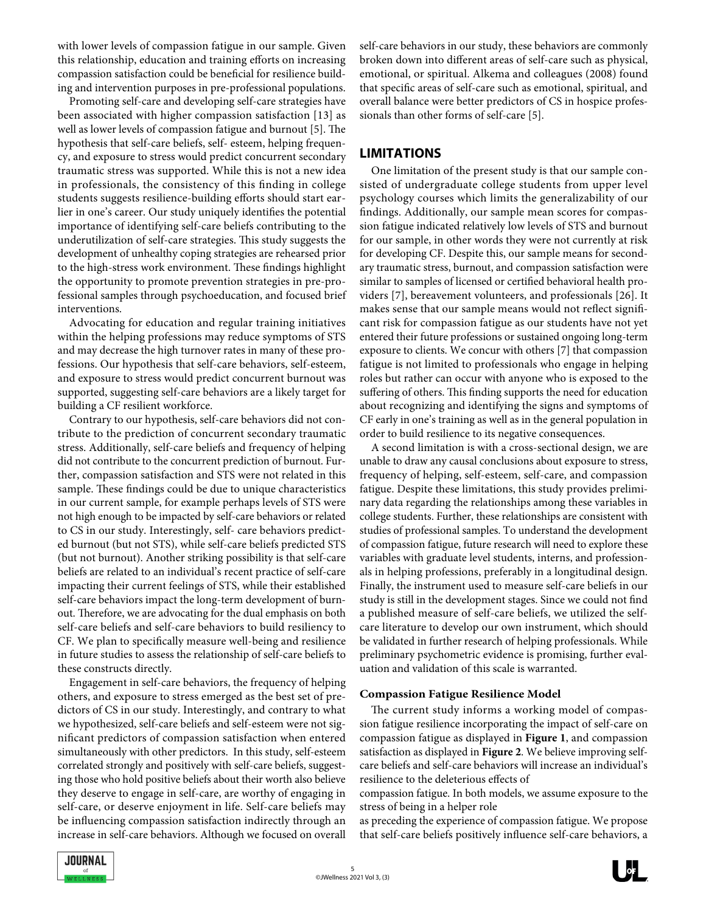with lower levels of compassion fatigue in our sample. Given this relationship, education and training efforts on increasing compassion satisfaction could be beneficial for resilience building and intervention purposes in pre-professional populations.

Promoting self-care and developing self-care strategies have been associated with higher compassion satisfaction [13] as well as lower levels of compassion fatigue and burnout [5]. The hypothesis that self-care beliefs, self- esteem, helping frequency, and exposure to stress would predict concurrent secondary traumatic stress was supported. While this is not a new idea in professionals, the consistency of this finding in college students suggests resilience-building efforts should start earlier in one's career. Our study uniquely identifies the potential importance of identifying self-care beliefs contributing to the underutilization of self-care strategies. This study suggests the development of unhealthy coping strategies are rehearsed prior to the high-stress work environment. These findings highlight the opportunity to promote prevention strategies in pre-professional samples through psychoeducation, and focused brief interventions.

Advocating for education and regular training initiatives within the helping professions may reduce symptoms of STS and may decrease the high turnover rates in many of these professions. Our hypothesis that self-care behaviors, self-esteem, and exposure to stress would predict concurrent burnout was supported, suggesting self-care behaviors are a likely target for building a CF resilient workforce.

Contrary to our hypothesis, self-care behaviors did not contribute to the prediction of concurrent secondary traumatic stress. Additionally, self-care beliefs and frequency of helping did not contribute to the concurrent prediction of burnout. Further, compassion satisfaction and STS were not related in this sample. These findings could be due to unique characteristics in our current sample, for example perhaps levels of STS were not high enough to be impacted by self-care behaviors or related to CS in our study. Interestingly, self- care behaviors predicted burnout (but not STS), while self-care beliefs predicted STS (but not burnout). Another striking possibility is that self-care beliefs are related to an individual's recent practice of self-care impacting their current feelings of STS, while their established self-care behaviors impact the long-term development of burnout. Therefore, we are advocating for the dual emphasis on both self-care beliefs and self-care behaviors to build resiliency to CF. We plan to specifically measure well-being and resilience in future studies to assess the relationship of self-care beliefs to these constructs directly.

Engagement in self-care behaviors, the frequency of helping others, and exposure to stress emerged as the best set of predictors of CS in our study. Interestingly, and contrary to what we hypothesized, self-care beliefs and self-esteem were not significant predictors of compassion satisfaction when entered simultaneously with other predictors. In this study, self-esteem correlated strongly and positively with self-care beliefs, suggesting those who hold positive beliefs about their worth also believe they deserve to engage in self-care, are worthy of engaging in self-care, or deserve enjoyment in life. Self-care beliefs may be influencing compassion satisfaction indirectly through an increase in self-care behaviors. Although we focused on overall self-care behaviors in our study, these behaviors are commonly broken down into different areas of self-care such as physical, emotional, or spiritual. Alkema and colleagues (2008) found that specific areas of self-care such as emotional, spiritual, and overall balance were better predictors of CS in hospice professionals than other forms of self-care [5].

## LIMITATIONS

One limitation of the present study is that our sample consisted of undergraduate college students from upper level psychology courses which limits the generalizability of our findings. Additionally, our sample mean scores for compassion fatigue indicated relatively low levels of STS and burnout for our sample, in other words they were not currently at risk for developing CF. Despite this, our sample means for secondary traumatic stress, burnout, and compassion satisfaction were similar to samples of licensed or certified behavioral health providers [7], bereavement volunteers, and professionals [26]. It makes sense that our sample means would not reflect significant risk for compassion fatigue as our students have not yet entered their future professions or sustained ongoing long-term exposure to clients. We concur with others [7] that compassion fatigue is not limited to professionals who engage in helping roles but rather can occur with anyone who is exposed to the suffering of others. This finding supports the need for education about recognizing and identifying the signs and symptoms of CF early in one's training as well as in the general population in order to build resilience to its negative consequences.

A second limitation is with a cross-sectional design, we are unable to draw any causal conclusions about exposure to stress, frequency of helping, self-esteem, self-care, and compassion fatigue. Despite these limitations, this study provides preliminary data regarding the relationships among these variables in college students. Further, these relationships are consistent with studies of professional samples. To understand the development of compassion fatigue, future research will need to explore these variables with graduate level students, interns, and professionals in helping professions, preferably in a longitudinal design. Finally, the instrument used to measure self-care beliefs in our study is still in the development stages. Since we could not find a published measure of self-care beliefs, we utilized the self-care literature to develop our own instrument, which should be validated in further research of helping professionals. While preliminary psychometric evidence is promising, further evaluation and validation of this scale is warranted.

### Compassion Fatigue Resilience Model

The current study informs a working model of compassion fatigue resilience incorporating the impact of self-care on compassion fatigue as displayed in **Figure 1**, and compassion satisfaction as displayed in **Figure 2**. We believe improving self-care beliefs and self-care behaviors will increase an individual's resilience to the deleterious effects of compassion fatigue. In both models, we assume exposure to the stress of being in a helper role as preceding the experience of compassion fatigue. We propose that self-care beliefs positively influence self-care behaviors, a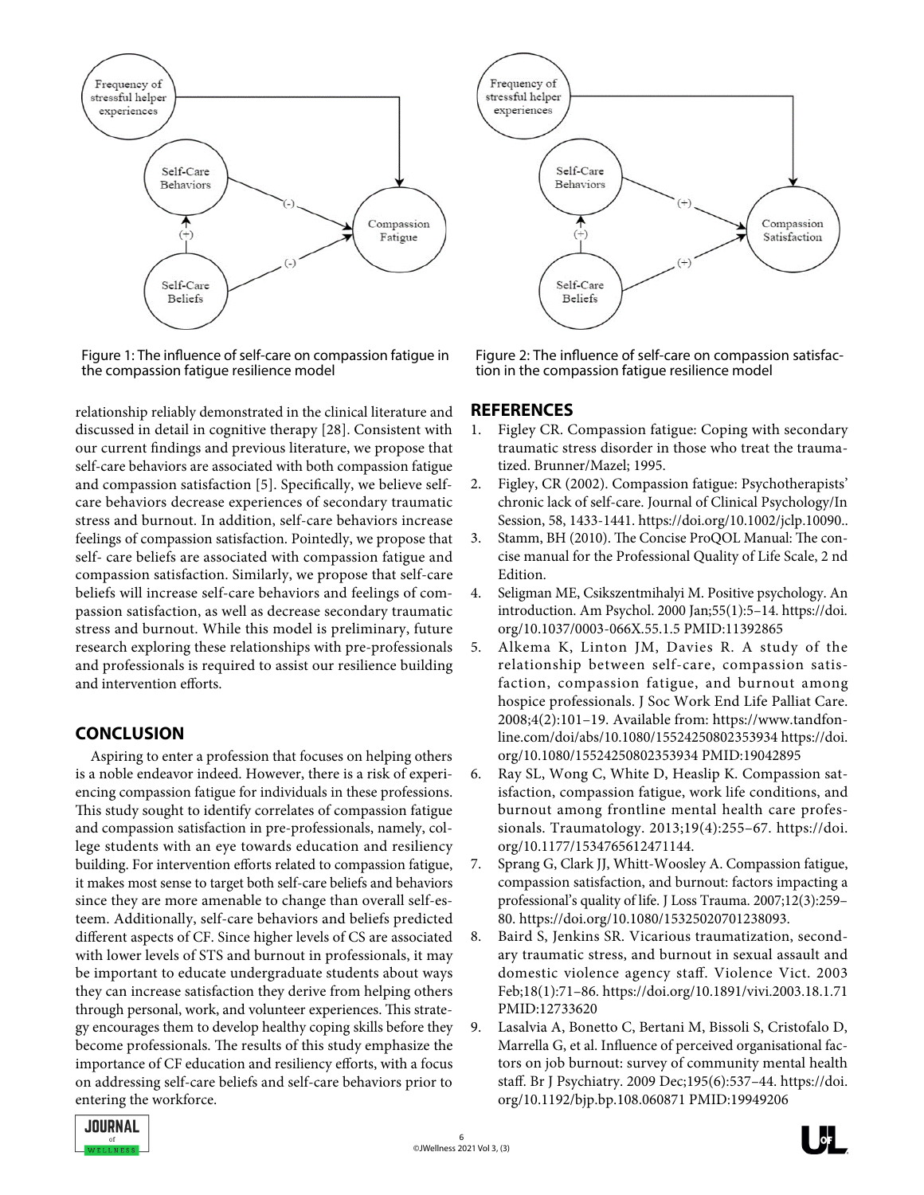Figure 1: The influence of self-care on compassion fatigue in the compassion fatigue resilience model

Figure 2: The influence of self-care on compassion satisfaction in the compassion fatigue resilience model

relationship reliably demonstrated in the clinical literature and discussed in detail in cognitive therapy [28]. Consistent with our current findings and previous literature, we propose that self-care behaviors are associated with both compassion fatigue and compassion satisfaction [5]. Specifically, we believe self-care behaviors decrease experiences of secondary traumatic stress and burnout. In addition, self-care behaviors increase feelings of compassion satisfaction. Pointedly, we propose that self- care beliefs are associated with compassion fatigue and compassion satisfaction. Similarly, we propose that self-care beliefs will increase self-care behaviors and feelings of compassion satisfaction, as well as decrease secondary traumatic stress and burnout. While this model is preliminary, future research exploring these relationships with pre-professionals and professionals is required to assist our resilience building and intervention efforts.

## CONCLUSION

Aspiring to enter a profession that focuses on helping others is a noble endeavor indeed. However, there is a risk of experiencing compassion fatigue for individuals in these professions. This study sought to identify correlates of compassion fatigue and compassion satisfaction in pre-professionals, namely, college students with an eye towards education and resiliency building. For intervention efforts related to compassion fatigue, it makes most sense to target both self-care beliefs and behaviors since they are more amenable to change than overall self-esteem. Additionally, self-care behaviors and beliefs predicted different aspects of CF. Since higher levels of CS are associated with lower levels of STS and burnout in professionals, it may be important to educate undergraduate students about ways they can increase satisfaction they derive from helping others through personal, work, and volunteer experiences. This strategy encourages them to develop healthy coping skills before they become professionals. The results of this study emphasize the importance of CF education and resiliency efforts, with a focus on addressing self-care beliefs and self-care behaviors prior to entering the workforce.

## REFERENCES

1. Figley CR. Compassion fatigue: Coping with secondary traumatic stress disorder in those who treat the traumatized. Brunner/Mazel; 1995.
2. Figley, CR (2002). Compassion fatigue: Psychotherapists' chronic lack of self-care. Journal of Clinical Psychology/In Session, 58, 1433-1441. https://doi.org/10.1002/jclp.10090..
3. Stamm, BH (2010). The Concise ProQOL Manual: The concise manual for the Professional Quality of Life Scale, 2 nd Edition.
4. Seligman ME, Csikszentmihalyi M. Positive psychology. An introduction. Am Psychol. 2000 Jan;55(1):5–14. https://doi.org/10.1037/0003-066X.55.1.5 PMID:11392865
5. Alkema K, Linton JM, Davies R. A study of the relationship between self-care, compassion satisfaction, compassion fatigue, and burnout among hospice professionals. J Soc Work End Life Palliat Care. 2008;4(2):101–19. Available from: https://www.tandfonline.com/doi/abs/10.1080/15524250802353934 https://doi.org/10.1080/15524250802353934 PMID:19042895
6. Ray SL, Wong C, White D, Heaslip K. Compassion satisfaction, compassion fatigue, work life conditions, and burnout among frontline mental health care professionals. Traumatology. 2013;19(4):255–67. https://doi.org/10.1177/1534765612471144.
7. Sprang G, Clark JJ, Whitt-Woosley A. Compassion fatigue, compassion satisfaction, and burnout: factors impacting a professional's quality of life. J Loss Trauma. 2007;12(3):259–80. https://doi.org/10.1080/15325020701238093.
8. Baird S, Jenkins SR. Vicarious traumatization, secondary traumatic stress, and burnout in sexual assault and domestic violence agency staff. Violence Vict. 2003 Feb;18(1):71–86. https://doi.org/10.1891/vivi.2003.18.1.71 PMID:12733620
9. Lasalvia A, Bonetto C, Bertani M, Bissoli S, Cristofalo D, Marrella G, et al. Influence of perceived organisational factors on job burnout: survey of community mental health staff. Br J Psychiatry. 2009 Dec;195(6):537–44. https://doi.org/10.1192/bjp.bp.108.060871 PMID:19949206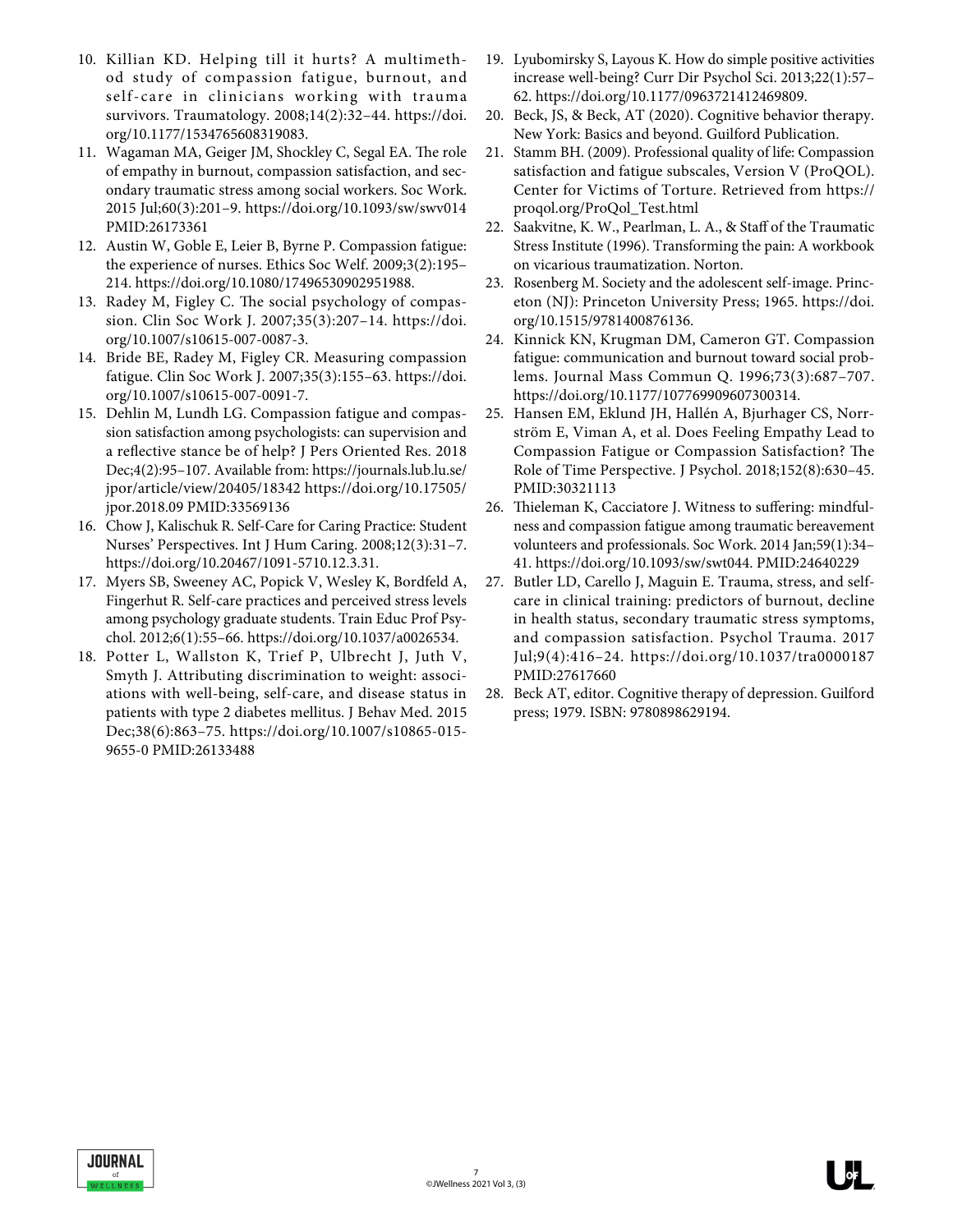10. Killian KD. Helping till it hurts? A multimethod study of compassion fatigue, burnout, and self-care in clinicians working with trauma survivors. Traumatology. 2008;14(2):32–44. https://doi.org/10.1177/1534765608319083.
11. Wagaman MA, Geiger JM, Shockley C, Segal EA. The role of empathy in burnout, compassion satisfaction, and secondary traumatic stress among social workers. Soc Work. 2015 Jul;60(3):201–9. https://doi.org/10.1093/sw/swv014 PMID:26173361
12. Austin W, Goble E, Leier B, Byrne P. Compassion fatigue: the experience of nurses. Ethics Soc Welf. 2009;3(2):195–214. https://doi.org/10.1080/17496530902951988.
13. Radey M, Figley C. The social psychology of compassion. Clin Soc Work J. 2007;35(3):207–14. https://doi.org/10.1007/s10615-007-0087-3.
14. Bride BE, Radey M, Figley CR. Measuring compassion fatigue. Clin Soc Work J. 2007;35(3):155–63. https://doi.org/10.1007/s10615-007-0091-7.
15. Dehlin M, Lundh LG. Compassion fatigue and compassion satisfaction among psychologists: can supervision and a reflective stance be of help? J Pers Oriented Res. 2018 Dec;4(2):95–107. Available from: https://journals.lub.lu.se/jpor/article/view/20405/18342 https://doi.org/10.17505/jpor.2018.09 PMID:33569136
16. Chow J, Kalischuk R. Self-Care for Caring Practice: Student Nurses' Perspectives. Int J Hum Caring. 2008;12(3):31–7. https://doi.org/10.20467/1091-5710.12.3.31.
17. Myers SB, Sweeney AC, Popick V, Wesley K, Bordfeld A, Fingerhut R. Self-care practices and perceived stress levels among psychology graduate students. Train Educ Prof Psychol. 2012;6(1):55–66. https://doi.org/10.1037/a0026534.
18. Potter L, Wallston K, Trief P, Ulbrecht J, Juth V, Smyth J. Attributing discrimination to weight: associations with well-being, self-care, and disease status in patients with type 2 diabetes mellitus. J Behav Med. 2015 Dec;38(6):863–75. https://doi.org/10.1007/s10865-015-9655-0 PMID:26133488
19. Lyubomirsky S, Layous K. How do simple positive activities increase well-being? Curr Dir Psychol Sci. 2013;22(1):57–62. https://doi.org/10.1177/0963721412469809.
20. Beck, JS, & Beck, AT (2020). Cognitive behavior therapy. New York: Basics and beyond. Guilford Publication.
21. Stamm BH. (2009). Professional quality of life: Compassion satisfaction and fatigue subscales, Version V (ProQOL). Center for Victims of Torture. Retrieved from https://proqol.org/ProQol_Test.html
22. Saakvitne, K. W., Pearlman, L. A., & Staff of the Traumatic Stress Institute (1996). Transforming the pain: A workbook on vicarious traumatization. Norton.
23. Rosenberg M. Society and the adolescent self-image. Princeton (NJ): Princeton University Press; 1965. https://doi.org/10.1515/9781400876136.
24. Kinnick KN, Krugman DM, Cameron GT. Compassion fatigue: communication and burnout toward social problems. Journal Mass Commun Q. 1996;73(3):687–707. https://doi.org/10.1177/107769909607300314.
25. Hansen EM, Eklund JH, Hallén A, Bjurhager CS, Norrström E, Viman A, et al. Does Feeling Empathy Lead to Compassion Fatigue or Compassion Satisfaction? The Role of Time Perspective. J Psychol. 2018;152(8):630–45. PMID:30321113
26. Thieleman K, Cacciatore J. Witness to suffering: mindfulness and compassion fatigue among traumatic bereavement volunteers and professionals. Soc Work. 2014 Jan;59(1):34–41. https://doi.org/10.1093/sw/swt044. PMID:24640229
27. Butler LD, Carello J, Maguin E. Trauma, stress, and self-care in clinical training: predictors of burnout, decline in health status, secondary traumatic stress symptoms, and compassion satisfaction. Psychol Trauma. 2017 Jul;9(4):416–24. https://doi.org/10.1037/tra0000187 PMID:27617660
28. Beck AT, editor. Cognitive therapy of depression. Guilford press; 1979. ISBN: 9780898629194.